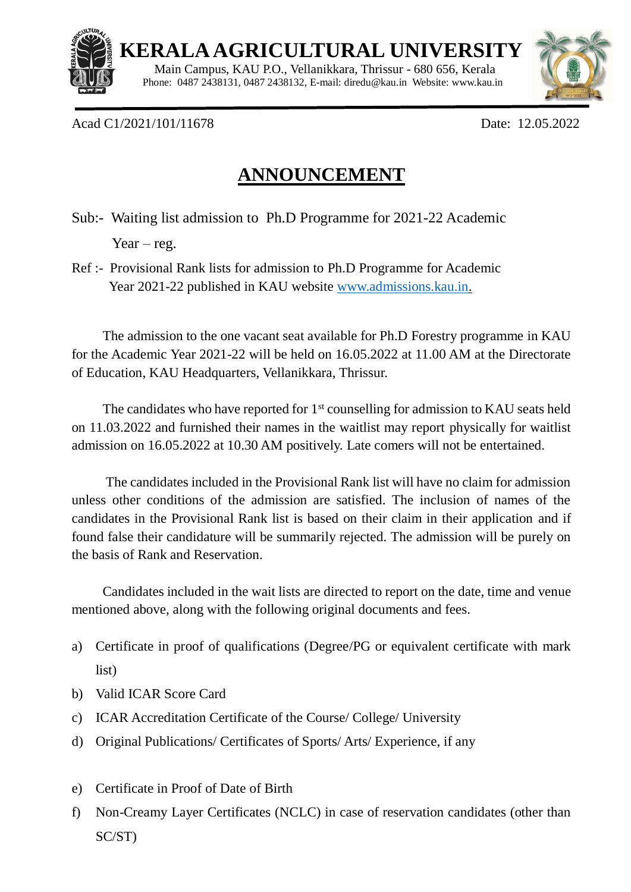# KERALA AGRICULTURAL UNIVERSITY

Main Campus, KAU P.O., Vellanikkara, Thrissur - 680 656, Kerala
Phone: 0487 2438131, 0487 2438132, E-mail: diredu@kau.in Website: www.kau.in

Acad C1/2021/101/11678 Date: 12.05.2022

## ANNOUNCEMENT

Sub:- Waiting list admission to Ph.D Programme for 2021-22 Academic Year – reg.

Ref :- Provisional Rank lists for admission to Ph.D Programme for Academic Year 2021-22 published in KAU website www.admissions.kau.in.

The admission to the one vacant seat available for Ph.D Forestry programme in KAU for the Academic Year 2021-22 will be held on 16.05.2022 at 11.00 AM at the Directorate of Education, KAU Headquarters, Vellanikkara, Thrissur.

The candidates who have reported for 1st counselling for admission to KAU seats held on 11.03.2022 and furnished their names in the waitlist may report physically for waitlist admission on 16.05.2022 at 10.30 AM positively. Late comers will not be entertained.

The candidates included in the Provisional Rank list will have no claim for admission unless other conditions of the admission are satisfied. The inclusion of names of the candidates in the Provisional Rank list is based on their claim in their application and if found false their candidature will be summarily rejected. The admission will be purely on the basis of Rank and Reservation.

Candidates included in the wait lists are directed to report on the date, time and venue mentioned above, along with the following original documents and fees.

a) Certificate in proof of qualifications (Degree/PG or equivalent certificate with mark list)
b) Valid ICAR Score Card
c) ICAR Accreditation Certificate of the Course/ College/ University
d) Original Publications/ Certificates of Sports/ Arts/ Experience, if any
e) Certificate in Proof of Date of Birth
f) Non-Creamy Layer Certificates (NCLC) in case of reservation candidates (other than SC/ST)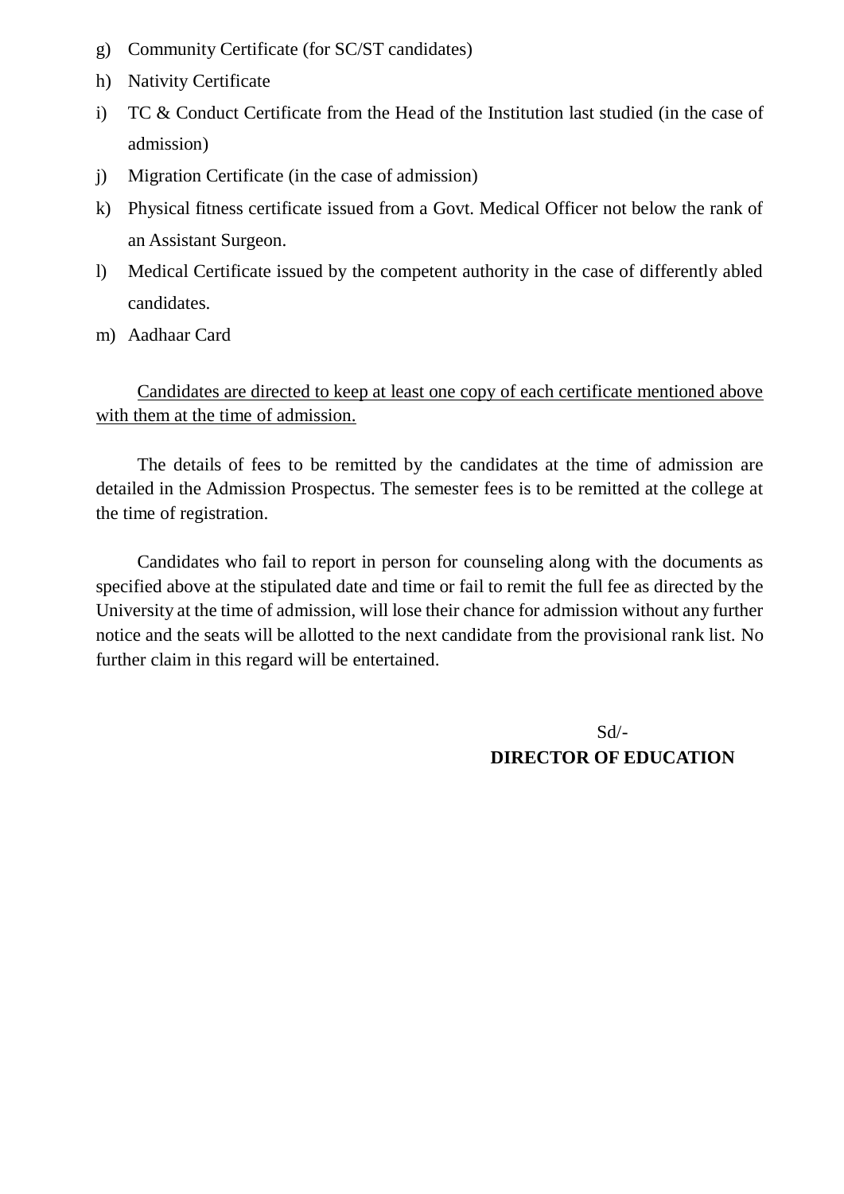g) Community Certificate (for SC/ST candidates)
h) Nativity Certificate
i) TC & Conduct Certificate from the Head of the Institution last studied (in the case of admission)
j) Migration Certificate (in the case of admission)
k) Physical fitness certificate issued from a Govt. Medical Officer not below the rank of an Assistant Surgeon.
l) Medical Certificate issued by the competent authority in the case of differently abled candidates.
m) Aadhaar Card

<u>Candidates are directed to keep at least one copy of each certificate mentioned above with them at the time of admission.</u>

The details of fees to be remitted by the candidates at the time of admission are detailed in the Admission Prospectus. The semester fees is to be remitted at the college at the time of registration.

Candidates who fail to report in person for counseling along with the documents as specified above at the stipulated date and time or fail to remit the full fee as directed by the University at the time of admission, will lose their chance for admission without any further notice and the seats will be allotted to the next candidate from the provisional rank list. No further claim in this regard will be entertained.

Sd/-

**DIRECTOR OF EDUCATION**